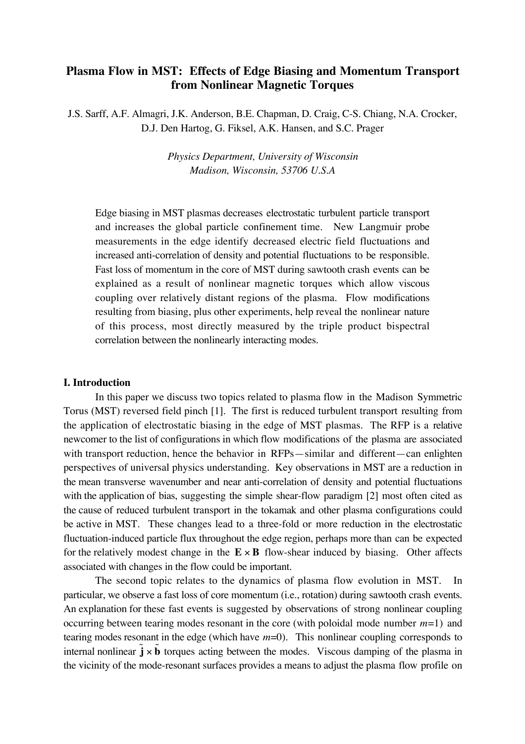# Plasma Flow in MST: Effects of Edge Biasing and Momentum Transport from Nonlinear Magnetic Torques

J.S. Sarff, A.F. Almagri, J.K. Anderson, B.E. Chapman, D. Craig, C-S. Chiang, N.A. Crocker, D.J. Den Hartog, G. Fiksel, A.K. Hansen, and S.C. Prager

*Physics Department, University of Wisconsin*
*Madison, Wisconsin, 53706 U.S.A*

Edge biasing in MST plasmas decreases electrostatic turbulent particle transport and increases the global particle confinement time. New Langmuir probe measurements in the edge identify decreased electric field fluctuations and increased anti-correlation of density and potential fluctuations to be responsible. Fast loss of momentum in the core of MST during sawtooth crash events can be explained as a result of nonlinear magnetic torques which allow viscous coupling over relatively distant regions of the plasma. Flow modifications resulting from biasing, plus other experiments, help reveal the nonlinear nature of this process, most directly measured by the triple product bispectral correlation between the nonlinearly interacting modes.

## I. Introduction

In this paper we discuss two topics related to plasma flow in the Madison Symmetric Torus (MST) reversed field pinch [1]. The first is reduced turbulent transport resulting from the application of electrostatic biasing in the edge of MST plasmas. The RFP is a relative newcomer to the list of configurations in which flow modifications of the plasma are associated with transport reduction, hence the behavior in RFPs—similar and different—can enlighten perspectives of universal physics understanding. Key observations in MST are a reduction in the mean transverse wavenumber and near anti-correlation of density and potential fluctuations with the application of bias, suggesting the simple shear-flow paradigm [2] most often cited as the cause of reduced turbulent transport in the tokamak and other plasma configurations could be active in MST. These changes lead to a three-fold or more reduction in the electrostatic fluctuation-induced particle flux throughout the edge region, perhaps more than can be expected for the relatively modest change in the $\mathbf{E} \times \mathbf{B}$ flow-shear induced by biasing. Other affects associated with changes in the flow could be important.

The second topic relates to the dynamics of plasma flow evolution in MST. In particular, we observe a fast loss of core momentum (i.e., rotation) during sawtooth crash events. An explanation for these fast events is suggested by observations of strong nonlinear coupling occurring between tearing modes resonant in the core (with poloidal mode number $m$=1) and tearing modes resonant in the edge (which have $m$=0). This nonlinear coupling corresponds to internal nonlinear $\tilde{\mathbf{j}} \times \tilde{\mathbf{b}}$ torques acting between the modes. Viscous damping of the plasma in the vicinity of the mode-resonant surfaces provides a means to adjust the plasma flow profile on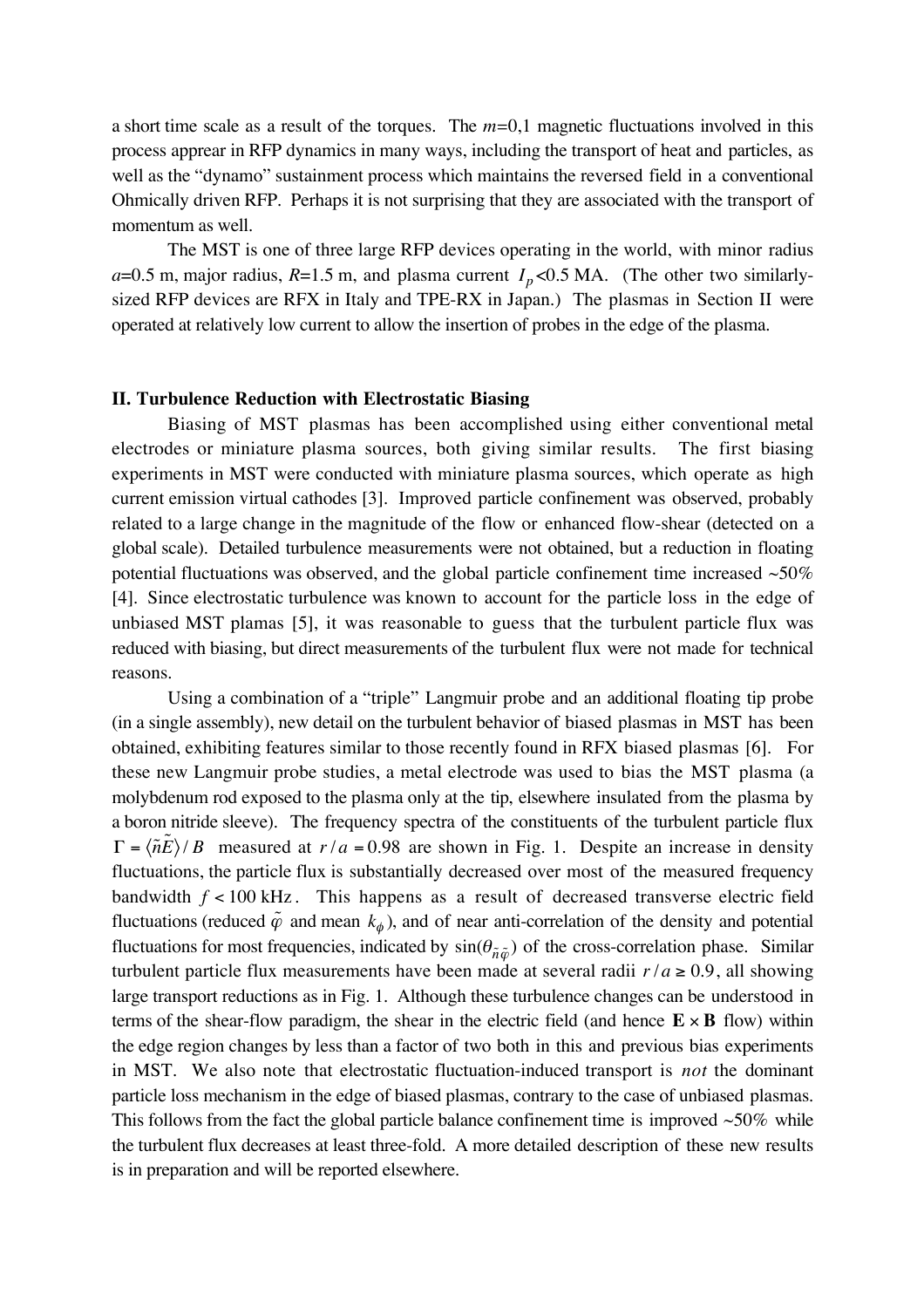a short time scale as a result of the torques. The $m$=0,1 magnetic fluctuations involved in this process apprear in RFP dynamics in many ways, including the transport of heat and particles, as well as the "dynamo" sustainment process which maintains the reversed field in a conventional Ohmically driven RFP. Perhaps it is not surprising that they are associated with the transport of momentum as well.

The MST is one of three large RFP devices operating in the world, with minor radius $a$=0.5 m, major radius, $R$=1.5 m, and plasma current $I_p$<0.5 MA. (The other two similarly-sized RFP devices are RFX in Italy and TPE-RX in Japan.) The plasmas in Section II were operated at relatively low current to allow the insertion of probes in the edge of the plasma.

## II. Turbulence Reduction with Electrostatic Biasing

Biasing of MST plasmas has been accomplished using either conventional metal electrodes or miniature plasma sources, both giving similar results. The first biasing experiments in MST were conducted with miniature plasma sources, which operate as high current emission virtual cathodes [3]. Improved particle confinement was observed, probably related to a large change in the magnitude of the flow or enhanced flow-shear (detected on a global scale). Detailed turbulence measurements were not obtained, but a reduction in floating potential fluctuations was observed, and the global particle confinement time increased ~50% [4]. Since electrostatic turbulence was known to account for the particle loss in the edge of unbiased MST plamas [5], it was reasonable to guess that the turbulent particle flux was reduced with biasing, but direct measurements of the turbulent flux were not made for technical reasons.

Using a combination of a "triple" Langmuir probe and an additional floating tip probe (in a single assembly), new detail on the turbulent behavior of biased plasmas in MST has been obtained, exhibiting features similar to those recently found in RFX biased plasmas [6]. For these new Langmuir probe studies, a metal electrode was used to bias the MST plasma (a molybdenum rod exposed to the plasma only at the tip, elsewhere insulated from the plasma by a boron nitride sleeve). The frequency spectra of the constituents of the turbulent particle flux $\Gamma = \langle \tilde{n}\tilde{E} \rangle / B$ measured at $r/a = 0.98$ are shown in Fig. 1. Despite an increase in density fluctuations, the particle flux is substantially decreased over most of the measured frequency bandwidth $f < 100\ \mathrm{kHz}$. This happens as a result of decreased transverse electric field fluctuations (reduced $\tilde{\varphi}$ and mean $k_\phi$), and of near anti-correlation of the density and potential fluctuations for most frequencies, indicated by $\sin(\theta_{\tilde{n}\tilde{\varphi}})$ of the cross-correlation phase. Similar turbulent particle flux measurements have been made at several radii $r/a \geq 0.9$, all showing large transport reductions as in Fig. 1. Although these turbulence changes can be understood in terms of the shear-flow paradigm, the shear in the electric field (and hence $\mathbf{E} \times \mathbf{B}$ flow) within the edge region changes by less than a factor of two both in this and previous bias experiments in MST. We also note that electrostatic fluctuation-induced transport is *not* the dominant particle loss mechanism in the edge of biased plasmas, contrary to the case of unbiased plasmas. This follows from the fact the global particle balance confinement time is improved ~50% while the turbulent flux decreases at least three-fold. A more detailed description of these new results is in preparation and will be reported elsewhere.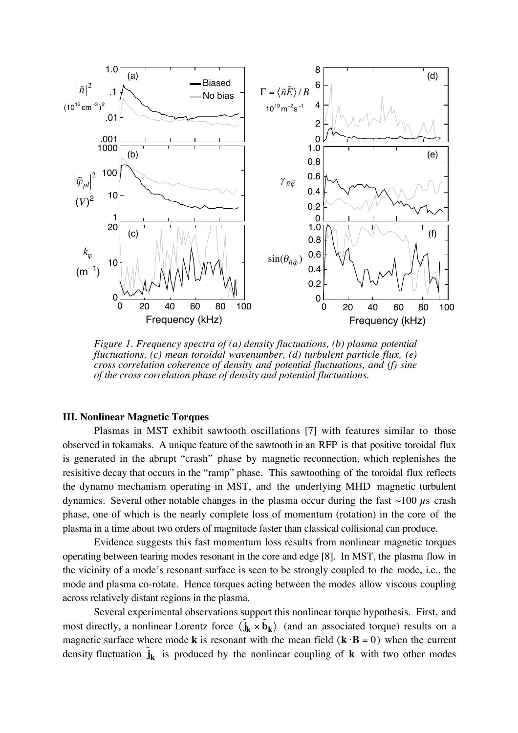*Figure 1. Frequency spectra of (a) density fluctuations, (b) plasma potential fluctuations, (c) mean toroidal wavenumber, (d) turbulent particle flux, (e) cross correlation coherence of density and potential fluctuations, and (f) sine of the cross correlation phase of density and potential fluctuations.*

### III. Nonlinear Magnetic Torques

Plasmas in MST exhibit sawtooth oscillations [7] with features similar to those observed in tokamaks. A unique feature of the sawtooth in an RFP is that positive toroidal flux is generated in the abrupt "crash" phase by magnetic reconnection, which replenishes the resisitive decay that occurs in the "ramp" phase. This sawtoothing of the toroidal flux reflects the dynamo mechanism operating in MST, and the underlying MHD magnetic turbulent dynamics. Several other notable changes in the plasma occur during the fast ~100 $\mu$s crash phase, one of which is the nearly complete loss of momentum (rotation) in the core of the plasma in a time about two orders of magnitude faster than classical collisional can produce.

Evidence suggests this fast momentum loss results from nonlinear magnetic torques operating between tearing modes resonant in the core and edge [8]. In MST, the plasma flow in the vicinity of a mode's resonant surface is seen to be strongly coupled to the mode, i.e., the mode and plasma co-rotate. Hence torques acting between the modes allow viscous coupling across relatively distant regions in the plasma.

Several experimental observations support this nonlinear torque hypothesis. First, and most directly, a nonlinear Lorentz force $\langle \tilde{\mathbf{j}}_{\mathbf{k}} \times \tilde{\mathbf{b}}_{\mathbf{k}} \rangle$ (and an associated torque) results on a magnetic surface where mode $\mathbf{k}$ is resonant with the mean field ($\mathbf{k} \cdot \mathbf{B} = 0$) when the current density fluctuation $\tilde{\mathbf{j}}_{\mathbf{k}}$ is produced by the nonlinear coupling of $\mathbf{k}$ with two other modes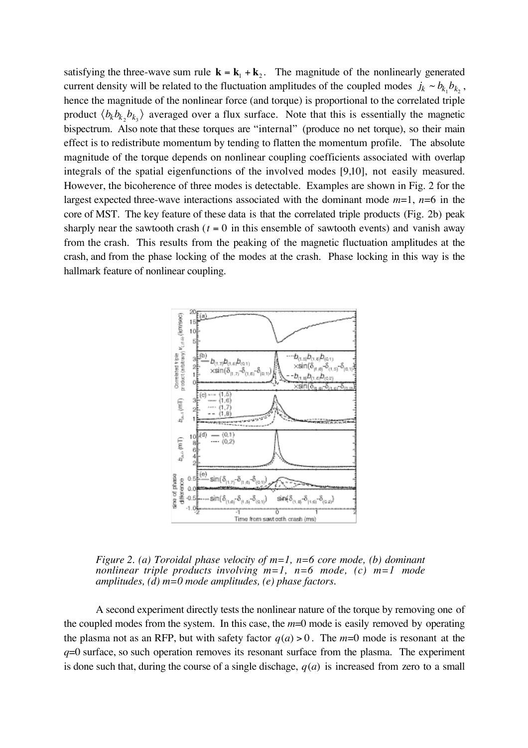satisfying the three-wave sum rule $\mathbf{k} = \mathbf{k}_1 + \mathbf{k}_2$. The magnitude of the nonlinearly generated current density will be related to the fluctuation amplitudes of the coupled modes $j_k \sim b_{k_1} b_{k_2}$, hence the magnitude of the nonlinear force (and torque) is proportional to the correlated triple product $\langle b_k b_{k_2} b_{k_3} \rangle$ averaged over a flux surface. Note that this is essentially the magnetic bispectrum. Also note that these torques are "internal" (produce no net torque), so their main effect is to redistribute momentum by tending to flatten the momentum profile. The absolute magnitude of the torque depends on nonlinear coupling coefficients associated with overlap integrals of the spatial eigenfunctions of the involved modes [9,10], not easily measured. However, the bicoherence of three modes is detectable. Examples are shown in Fig. 2 for the largest expected three-wave interactions associated with the dominant mode $m$=1, $n$=6 in the core of MST. The key feature of these data is that the correlated triple products (Fig. 2b) peak sharply near the sawtooth crash ($t$ = 0 in this ensemble of sawtooth events) and vanish away from the crash. This results from the peaking of the magnetic fluctuation amplitudes at the crash, and from the phase locking of the modes at the crash. Phase locking in this way is the hallmark feature of nonlinear coupling.

*Figure 2. (a) Toroidal phase velocity of m=1, n=6 core mode, (b) dominant nonlinear triple products involving m=1, n=6 mode, (c) m=1 mode amplitudes, (d) m=0 mode amplitudes, (e) phase factors.*

A second experiment directly tests the nonlinear nature of the torque by removing one of the coupled modes from the system. In this case, the $m$=0 mode is easily removed by operating the plasma not as an RFP, but with safety factor $q(a) > 0$. The $m$=0 mode is resonant at the $q$=0 surface, so such operation removes its resonant surface from the plasma. The experiment is done such that, during the course of a single dischage, $q(a)$ is increased from zero to a small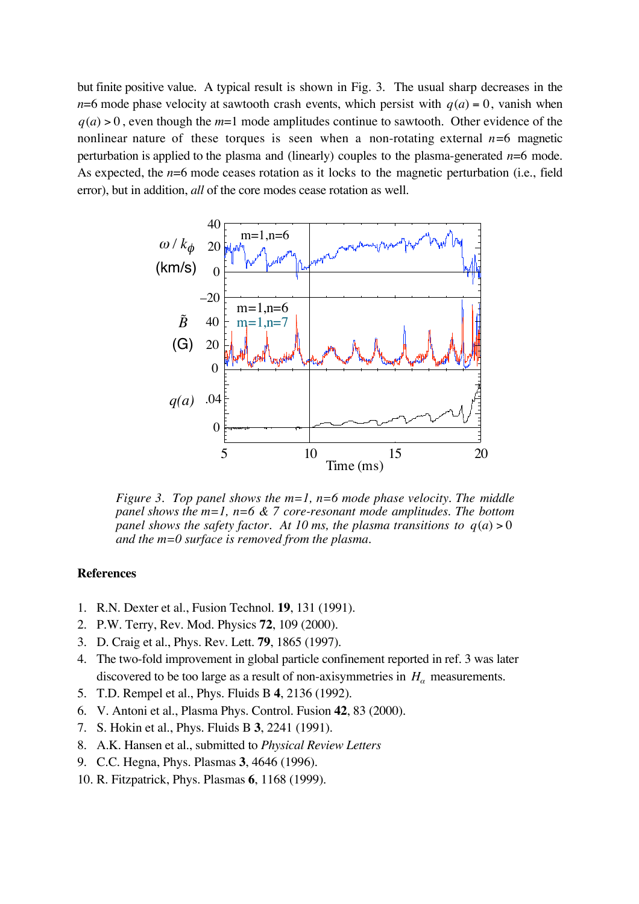but finite positive value. A typical result is shown in Fig. 3. The usual sharp decreases in the $n$=6 mode phase velocity at sawtooth crash events, which persist with $q(a) = 0$, vanish when $q(a) > 0$, even though the $m$=1 mode amplitudes continue to sawtooth. Other evidence of the nonlinear nature of these torques is seen when a non-rotating external $n$=6 magnetic perturbation is applied to the plasma and (linearly) couples to the plasma-generated $n$=6 mode. As expected, the $n$=6 mode ceases rotation as it locks to the magnetic perturbation (i.e., field error), but in addition, *all* of the core modes cease rotation as well.

$\omega / k_\phi$ (km/s)

40
20
0
–20

m=1,n=6

$\tilde{B}$ (G)

40
20
0

m=1,n=6
m=1,n=7

$q(a)$

.04
0

5
10
15
20

Time (ms)

*Figure 3. Top panel shows the m=1, n=6 mode phase velocity. The middle panel shows the m=1, n=6 & 7 core-resonant mode amplitudes. The bottom panel shows the safety factor. At 10 ms, the plasma transitions to $q(a) > 0$ and the m=0 surface is removed from the plasma.*

**References**

1. R.N. Dexter et al., Fusion Technol. **19**, 131 (1991).
2. P.W. Terry, Rev. Mod. Physics **72**, 109 (2000).
3. D. Craig et al., Phys. Rev. Lett. **79**, 1865 (1997).
4. The two-fold improvement in global particle confinement reported in ref. 3 was later discovered to be too large as a result of non-axisymmetries in $H_\alpha$ measurements.
5. T.D. Rempel et al., Phys. Fluids B **4**, 2136 (1992).
6. V. Antoni et al., Plasma Phys. Control. Fusion **42**, 83 (2000).
7. S. Hokin et al., Phys. Fluids B **3**, 2241 (1991).
8. A.K. Hansen et al., submitted to *Physical Review Letters*
9. C.C. Hegna, Phys. Plasmas **3**, 4646 (1996).
10. R. Fitzpatrick, Phys. Plasmas **6**, 1168 (1999).